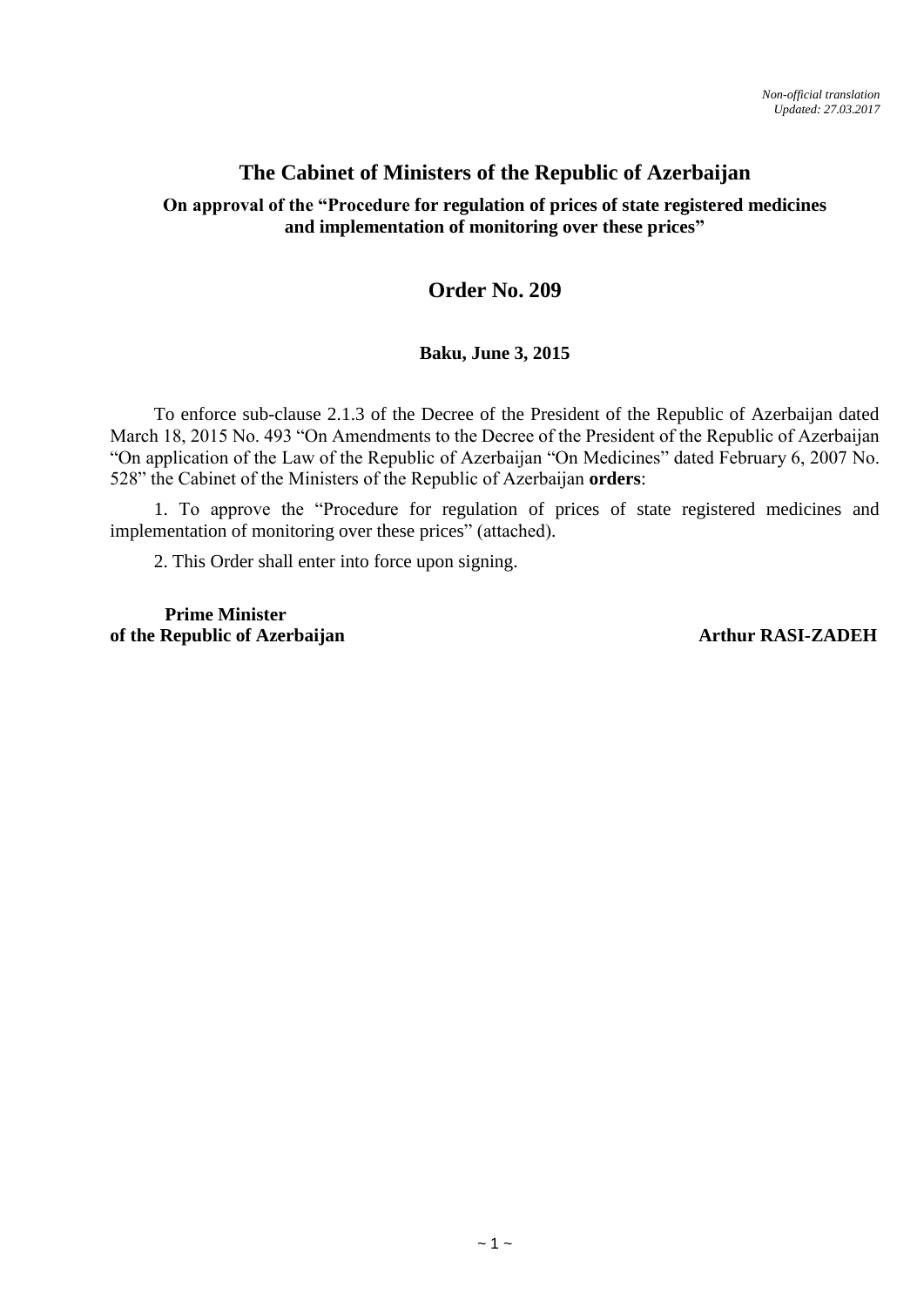*Non-official translation*
*Updated: 27.03.2017*

# The Cabinet of Ministers of the Republic of Azerbaijan

### On approval of the "Procedure for regulation of prices of state registered medicines and implementation of monitoring over these prices"

## Order No. 209

**Baku, June 3, 2015**

To enforce sub-clause 2.1.3 of the Decree of the President of the Republic of Azerbaijan dated March 18, 2015 No. 493 "On Amendments to the Decree of the President of the Republic of Azerbaijan "On application of the Law of the Republic of Azerbaijan "On Medicines" dated February 6, 2007 No. 528" the Cabinet of the Ministers of the Republic of Azerbaijan **orders**:

1. To approve the "Procedure for regulation of prices of state registered medicines and implementation of monitoring over these prices" (attached).

2. This Order shall enter into force upon signing.

**Prime Minister**
**of the Republic of Azerbaijan** **Arthur RASI-ZADEH**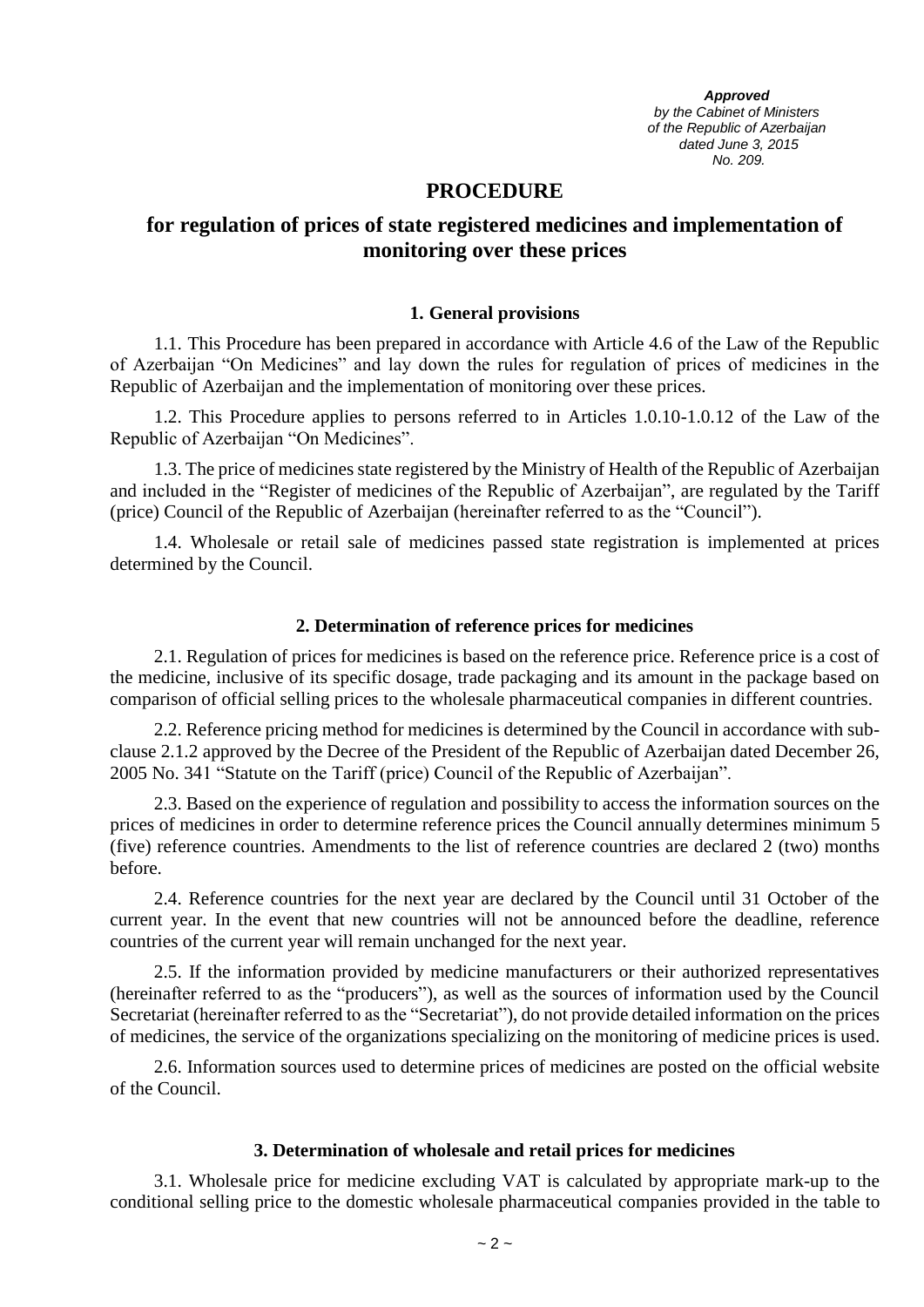***Approved***
*by the Cabinet of Ministers*
*of the Republic of Azerbaijan*
*dated June 3, 2015*
*No. 209.*

# PROCEDURE

## for regulation of prices of state registered medicines and implementation of monitoring over these prices

### 1. General provisions

1.1. This Procedure has been prepared in accordance with Article 4.6 of the Law of the Republic of Azerbaijan "On Medicines" and lay down the rules for regulation of prices of medicines in the Republic of Azerbaijan and the implementation of monitoring over these prices.

1.2. This Procedure applies to persons referred to in Articles 1.0.10-1.0.12 of the Law of the Republic of Azerbaijan "On Medicines".

1.3. The price of medicines state registered by the Ministry of Health of the Republic of Azerbaijan and included in the "Register of medicines of the Republic of Azerbaijan", are regulated by the Tariff (price) Council of the Republic of Azerbaijan (hereinafter referred to as the "Council").

1.4. Wholesale or retail sale of medicines passed state registration is implemented at prices determined by the Council.

### 2. Determination of reference prices for medicines

2.1. Regulation of prices for medicines is based on the reference price. Reference price is a cost of the medicine, inclusive of its specific dosage, trade packaging and its amount in the package based on comparison of official selling prices to the wholesale pharmaceutical companies in different countries.

2.2. Reference pricing method for medicines is determined by the Council in accordance with sub-clause 2.1.2 approved by the Decree of the President of the Republic of Azerbaijan dated December 26, 2005 No. 341 "Statute on the Tariff (price) Council of the Republic of Azerbaijan".

2.3. Based on the experience of regulation and possibility to access the information sources on the prices of medicines in order to determine reference prices the Council annually determines minimum 5 (five) reference countries. Amendments to the list of reference countries are declared 2 (two) months before.

2.4. Reference countries for the next year are declared by the Council until 31 October of the current year. In the event that new countries will not be announced before the deadline, reference countries of the current year will remain unchanged for the next year.

2.5. If the information provided by medicine manufacturers or their authorized representatives (hereinafter referred to as the "producers"), as well as the sources of information used by the Council Secretariat (hereinafter referred to as the "Secretariat"), do not provide detailed information on the prices of medicines, the service of the organizations specializing on the monitoring of medicine prices is used.

2.6. Information sources used to determine prices of medicines are posted on the official website of the Council.

### 3. Determination of wholesale and retail prices for medicines

3.1. Wholesale price for medicine excluding VAT is calculated by appropriate mark-up to the conditional selling price to the domestic wholesale pharmaceutical companies provided in the table to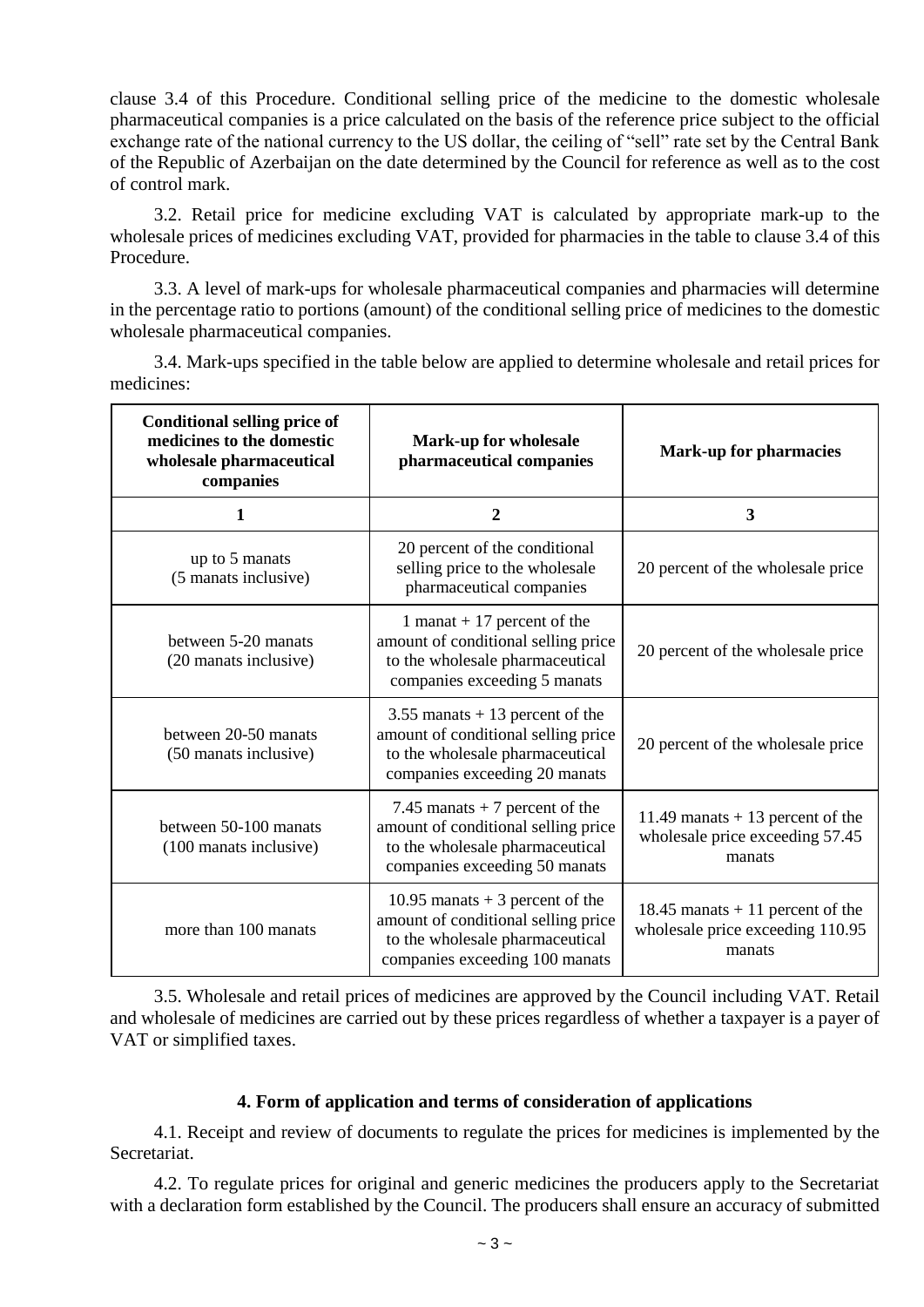clause 3.4 of this Procedure. Conditional selling price of the medicine to the domestic wholesale pharmaceutical companies is a price calculated on the basis of the reference price subject to the official exchange rate of the national currency to the US dollar, the ceiling of "sell" rate set by the Central Bank of the Republic of Azerbaijan on the date determined by the Council for reference as well as to the cost of control mark.

3.2. Retail price for medicine excluding VAT is calculated by appropriate mark-up to the wholesale prices of medicines excluding VAT, provided for pharmacies in the table to clause 3.4 of this Procedure.

3.3. A level of mark-ups for wholesale pharmaceutical companies and pharmacies will determine in the percentage ratio to portions (amount) of the conditional selling price of medicines to the domestic wholesale pharmaceutical companies.

3.4. Mark-ups specified in the table below are applied to determine wholesale and retail prices for medicines:

| Conditional selling price of medicines to the domestic wholesale pharmaceutical companies | Mark-up for wholesale pharmaceutical companies | Mark-up for pharmacies |
|---|---|---|
| 1 | 2 | 3 |
| up to 5 manats (5 manats inclusive) | 20 percent of the conditional selling price to the wholesale pharmaceutical companies | 20 percent of the wholesale price |
| between 5-20 manats (20 manats inclusive) | 1 manat + 17 percent of the amount of conditional selling price to the wholesale pharmaceutical companies exceeding 5 manats | 20 percent of the wholesale price |
| between 20-50 manats (50 manats inclusive) | 3.55 manats + 13 percent of the amount of conditional selling price to the wholesale pharmaceutical companies exceeding 20 manats | 20 percent of the wholesale price |
| between 50-100 manats (100 manats inclusive) | 7.45 manats + 7 percent of the amount of conditional selling price to the wholesale pharmaceutical companies exceeding 50 manats | 11.49 manats + 13 percent of the wholesale price exceeding 57.45 manats |
| more than 100 manats | 10.95 manats + 3 percent of the amount of conditional selling price to the wholesale pharmaceutical companies exceeding 100 manats | 18.45 manats + 11 percent of the wholesale price exceeding 110.95 manats |

3.5. Wholesale and retail prices of medicines are approved by the Council including VAT. Retail and wholesale of medicines are carried out by these prices regardless of whether a taxpayer is a payer of VAT or simplified taxes.

## 4. Form of application and terms of consideration of applications

4.1. Receipt and review of documents to regulate the prices for medicines is implemented by the Secretariat.

4.2. To regulate prices for original and generic medicines the producers apply to the Secretariat with a declaration form established by the Council. The producers shall ensure an accuracy of submitted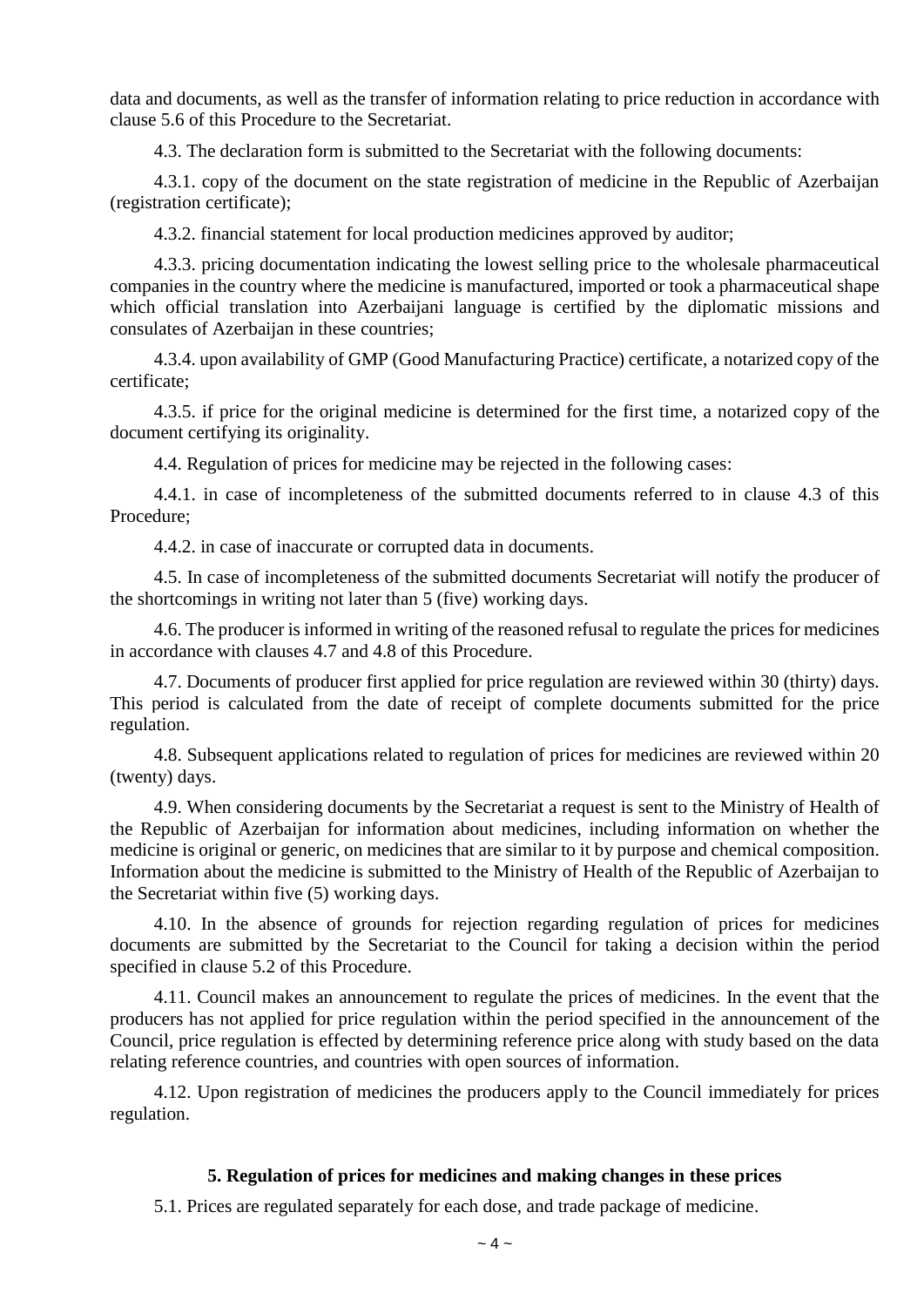data and documents, as well as the transfer of information relating to price reduction in accordance with clause 5.6 of this Procedure to the Secretariat.

4.3. The declaration form is submitted to the Secretariat with the following documents:

4.3.1. copy of the document on the state registration of medicine in the Republic of Azerbaijan (registration certificate);

4.3.2. financial statement for local production medicines approved by auditor;

4.3.3. pricing documentation indicating the lowest selling price to the wholesale pharmaceutical companies in the country where the medicine is manufactured, imported or took a pharmaceutical shape which official translation into Azerbaijani language is certified by the diplomatic missions and consulates of Azerbaijan in these countries;

4.3.4. upon availability of GMP (Good Manufacturing Practice) certificate, a notarized copy of the certificate;

4.3.5. if price for the original medicine is determined for the first time, a notarized copy of the document certifying its originality.

4.4. Regulation of prices for medicine may be rejected in the following cases:

4.4.1. in case of incompleteness of the submitted documents referred to in clause 4.3 of this Procedure;

4.4.2. in case of inaccurate or corrupted data in documents.

4.5. In case of incompleteness of the submitted documents Secretariat will notify the producer of the shortcomings in writing not later than 5 (five) working days.

4.6. The producer is informed in writing of the reasoned refusal to regulate the prices for medicines in accordance with clauses 4.7 and 4.8 of this Procedure.

4.7. Documents of producer first applied for price regulation are reviewed within 30 (thirty) days. This period is calculated from the date of receipt of complete documents submitted for the price regulation.

4.8. Subsequent applications related to regulation of prices for medicines are reviewed within 20 (twenty) days.

4.9. When considering documents by the Secretariat a request is sent to the Ministry of Health of the Republic of Azerbaijan for information about medicines, including information on whether the medicine is original or generic, on medicines that are similar to it by purpose and chemical composition. Information about the medicine is submitted to the Ministry of Health of the Republic of Azerbaijan to the Secretariat within five (5) working days.

4.10. In the absence of grounds for rejection regarding regulation of prices for medicines documents are submitted by the Secretariat to the Council for taking a decision within the period specified in clause 5.2 of this Procedure.

4.11. Council makes an announcement to regulate the prices of medicines. In the event that the producers has not applied for price regulation within the period specified in the announcement of the Council, price regulation is effected by determining reference price along with study based on the data relating reference countries, and countries with open sources of information.

4.12. Upon registration of medicines the producers apply to the Council immediately for prices regulation.

## 5. Regulation of prices for medicines and making changes in these prices

5.1. Prices are regulated separately for each dose, and trade package of medicine.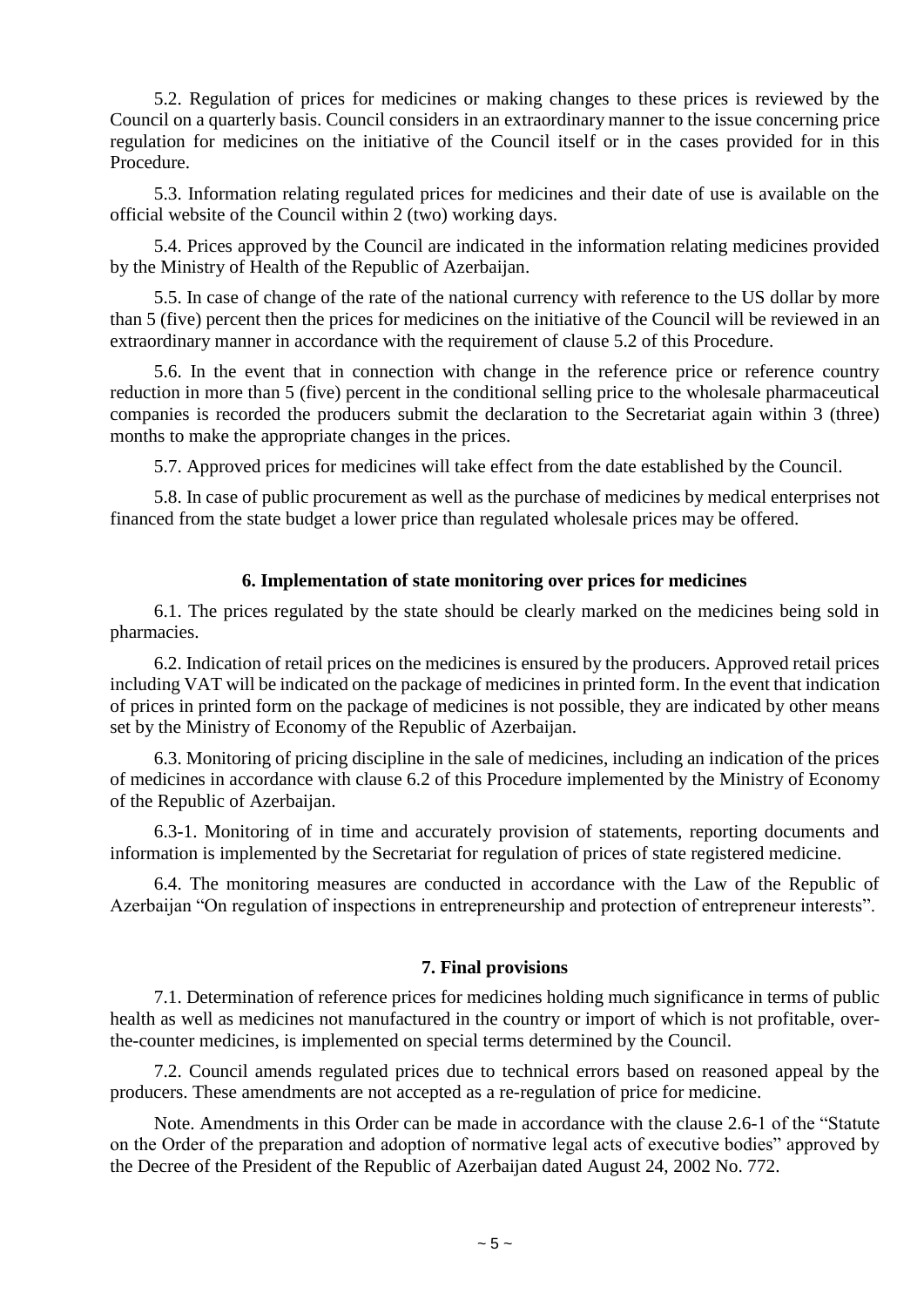5.2. Regulation of prices for medicines or making changes to these prices is reviewed by the Council on a quarterly basis. Council considers in an extraordinary manner to the issue concerning price regulation for medicines on the initiative of the Council itself or in the cases provided for in this Procedure.

5.3. Information relating regulated prices for medicines and their date of use is available on the official website of the Council within 2 (two) working days.

5.4. Prices approved by the Council are indicated in the information relating medicines provided by the Ministry of Health of the Republic of Azerbaijan.

5.5. In case of change of the rate of the national currency with reference to the US dollar by more than 5 (five) percent then the prices for medicines on the initiative of the Council will be reviewed in an extraordinary manner in accordance with the requirement of clause 5.2 of this Procedure.

5.6. In the event that in connection with change in the reference price or reference country reduction in more than 5 (five) percent in the conditional selling price to the wholesale pharmaceutical companies is recorded the producers submit the declaration to the Secretariat again within 3 (three) months to make the appropriate changes in the prices.

5.7. Approved prices for medicines will take effect from the date established by the Council.

5.8. In case of public procurement as well as the purchase of medicines by medical enterprises not financed from the state budget a lower price than regulated wholesale prices may be offered.

### 6. Implementation of state monitoring over prices for medicines

6.1. The prices regulated by the state should be clearly marked on the medicines being sold in pharmacies.

6.2. Indication of retail prices on the medicines is ensured by the producers. Approved retail prices including VAT will be indicated on the package of medicines in printed form. In the event that indication of prices in printed form on the package of medicines is not possible, they are indicated by other means set by the Ministry of Economy of the Republic of Azerbaijan.

6.3. Monitoring of pricing discipline in the sale of medicines, including an indication of the prices of medicines in accordance with clause 6.2 of this Procedure implemented by the Ministry of Economy of the Republic of Azerbaijan.

6.3-1. Monitoring of in time and accurately provision of statements, reporting documents and information is implemented by the Secretariat for regulation of prices of state registered medicine.

6.4. The monitoring measures are conducted in accordance with the Law of the Republic of Azerbaijan "On regulation of inspections in entrepreneurship and protection of entrepreneur interests".

### 7. Final provisions

7.1. Determination of reference prices for medicines holding much significance in terms of public health as well as medicines not manufactured in the country or import of which is not profitable, over-the-counter medicines, is implemented on special terms determined by the Council.

7.2. Council amends regulated prices due to technical errors based on reasoned appeal by the producers. These amendments are not accepted as a re-regulation of price for medicine.

Note. Amendments in this Order can be made in accordance with the clause 2.6-1 of the "Statute on the Order of the preparation and adoption of normative legal acts of executive bodies" approved by the Decree of the President of the Republic of Azerbaijan dated August 24, 2002 No. 772.